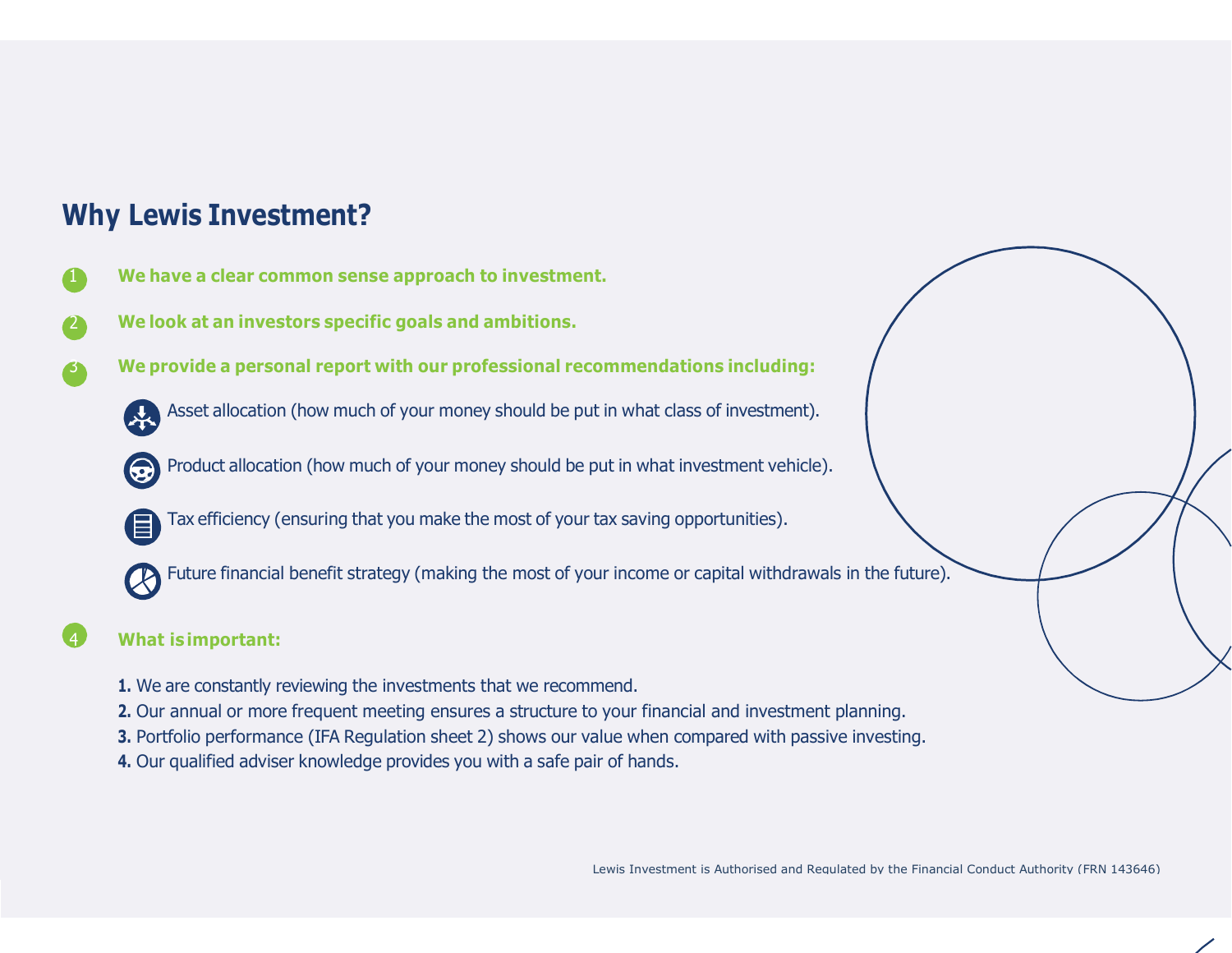## Why Lewis Investment?

1. **We have a clear common sense approach to investment.**

2. **We look at an investors specific goals and ambitions.**

3. **We provide a personal report with our professional recommendations including:**

   - Asset allocation (how much of your money should be put in what class of investment).
   - Product allocation (how much of your money should be put in what investment vehicle).
   - Tax efficiency (ensuring that you make the most of your tax saving opportunities).
   - Future financial benefit strategy (making the most of your income or capital withdrawals in the future).

4. **What is important:**

   **1.** We are constantly reviewing the investments that we recommend.
   **2.** Our annual or more frequent meeting ensures a structure to your financial and investment planning.
   **3.** Portfolio performance (IFA Regulation sheet 2) shows our value when compared with passive investing.
   **4.** Our qualified adviser knowledge provides you with a safe pair of hands.

Lewis Investment is Authorised and Regulated by the Financial Conduct Authority (FRN 143646)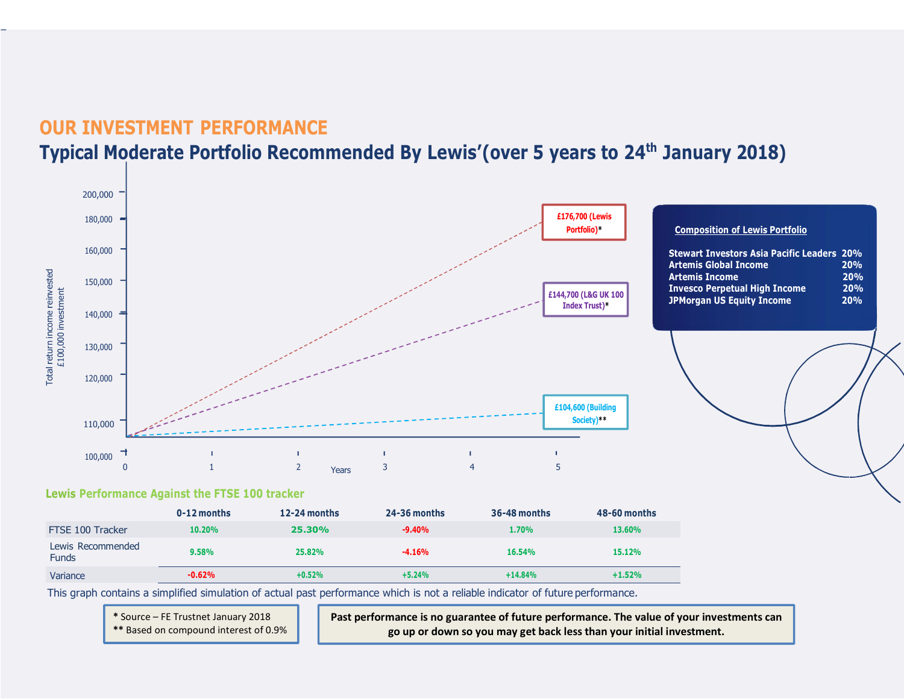## OUR INVESTMENT PERFORMANCE

# Typical Moderate Portfolio Recommended By Lewis'(over 5 years to 24th January 2018)

Total return income reinvested £100,000 investment

200,000
180,000
160,000
150,000
140,000
130,000
120,000
110,000
100,000

0 1 2 3 4 5
Years

£176,700 (Lewis Portfolio)*

£144,700 (L&G UK 100 Index Trust)*

£104,600 (Building Society)**

**Composition of Lewis Portfolio**

| | |
|---|---|
| Stewart Investors Asia Pacific Leaders | 20% |
| Artemis Global Income | 20% |
| Artemis Income | 20% |
| Invesco Perpetual High Income | 20% |
| JPMorgan US Equity Income | 20% |

### Lewis Performance Against the FTSE 100 tracker

| | 0-12 months | 12-24 months | 24-36 months | 36-48 months | 48-60 months |
|---|---|---|---|---|---|
| FTSE 100 Tracker | 10.20% | 25.30% | -9.40% | 1.70% | 13.60% |
| Lewis Recommended Funds | 9.58% | 25.82% | -4.16% | 16.54% | 15.12% |
| Variance | -0.62% | +0.52% | +5.24% | +14.84% | +1.52% |

This graph contains a simplified simulation of actual past performance which is not a reliable indicator of future performance.

\* Source – FE Trustnet January 2018
\*\* Based on compound interest of 0.9%

**Past performance is no guarantee of future performance. The value of your investments can go up or down so you may get back less than your initial investment.**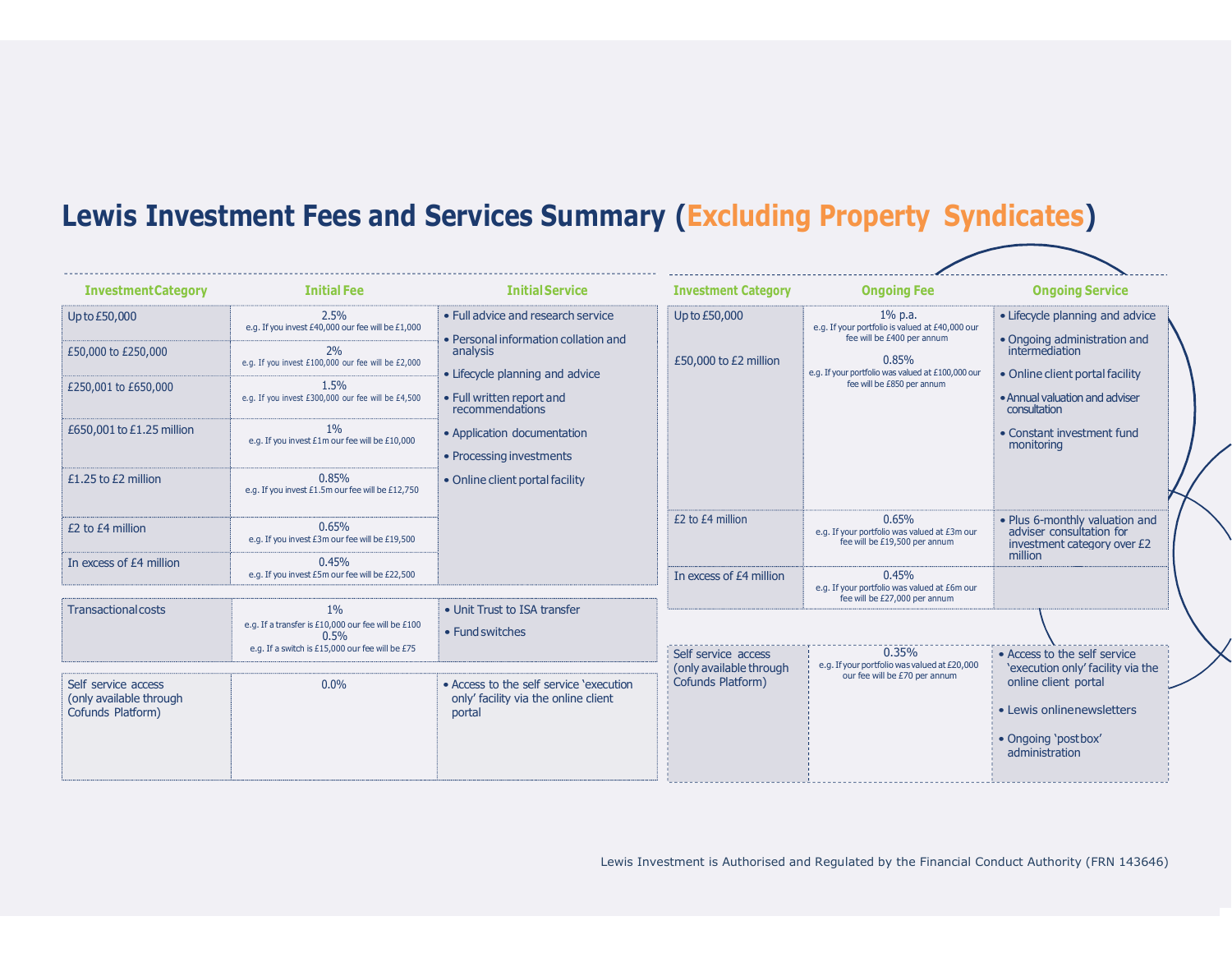# Lewis Investment Fees and Services Summary (Excluding Property Syndicates)

| Investment Category | Initial Fee | Initial Service |
|---|---|---|
| Up to £50,000 | 2.5% e.g. If you invest £40,000 our fee will be £1,000 | • Full advice and research service • Personal information collation and analysis • Lifecycle planning and advice • Full written report and recommendations • Application documentation • Processing investments • Online client portal facility |
| £50,000 to £250,000 | 2% e.g. If you invest £100,000 our fee will be £2,000 | |
| £250,001 to £650,000 | 1.5% e.g. If you invest £300,000 our fee will be £4,500 | |
| £650,001 to £1.25 million | 1% e.g. If you invest £1m our fee will be £10,000 | |
| £1.25 to £2 million | 0.85% e.g. If you invest £1.5m our fee will be £12,750 | |
| £2 to £4 million | 0.65% e.g. If you invest £3m our fee will be £19,500 | |
| In excess of £4 million | 0.45% e.g. If you invest £5m our fee will be £22,500 | |
| Transactional costs | 1% e.g. If a transfer is £10,000 our fee will be £100 0.5% e.g. If a switch is £15,000 our fee will be £75 | • Unit Trust to ISA transfer • Fund switches |
| Self service access (only available through Cofunds Platform) | 0.0% | • Access to the self service 'execution only' facility via the online client portal |

| Investment Category | Ongoing Fee | Ongoing Service |
|---|---|---|
| Up to £50,000 | 1% p.a. e.g. If your portfolio is valued at £40,000 our fee will be £400 per annum | • Lifecycle planning and advice • Ongoing administration and intermediation • Online client portal facility • Annual valuation and adviser consultation • Constant investment fund monitoring |
| £50,000 to £2 million | 0.85% e.g. If your portfolio was valued at £100,000 our fee will be £850 per annum | |
| £2 to £4 million | 0.65% e.g. If your portfolio was valued at £3m our fee will be £19,500 per annum | • Plus 6-monthly valuation and adviser consultation for investment category over £2 million |
| In excess of £4 million | 0.45% e.g. If your portfolio was valued at £6m our fee will be £27,000 per annum | |
| Self service access (only available through Cofunds Platform) | 0.35% e.g. If your portfolio was valued at £20,000 our fee will be £70 per annum | • Access to the self service 'execution only' facility via the online client portal • Lewis online newsletters • Ongoing 'post box' administration |

Lewis Investment is Authorised and Regulated by the Financial Conduct Authority (FRN 143646)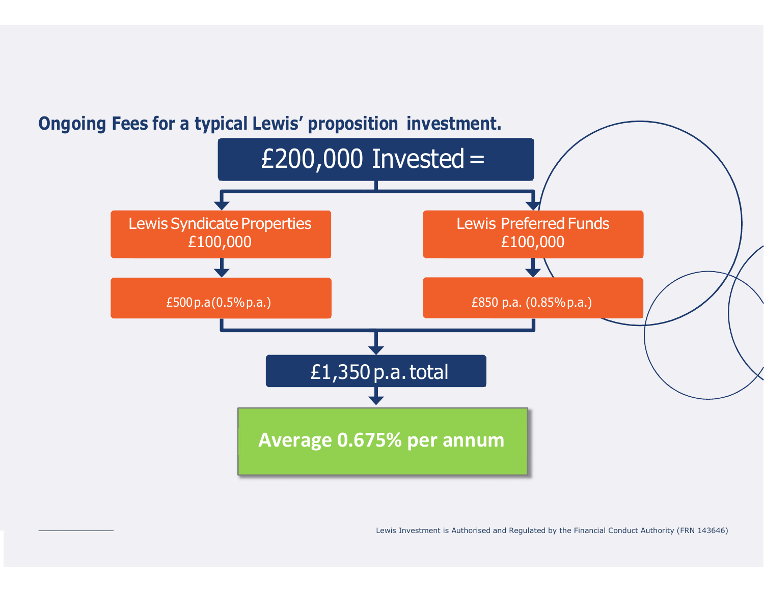## Ongoing Fees for a typical Lewis' proposition investment.

£200,000 Invested =

Lewis Syndicate Properties
£100,000

£500 p.a (0.5% p.a.)

Lewis Preferred Funds
£100,000

£850 p.a. (0.85% p.a.)

£1,350 p.a. total

**Average 0.675% per annum**

Lewis Investment is Authorised and Regulated by the Financial Conduct Authority (FRN 143646)